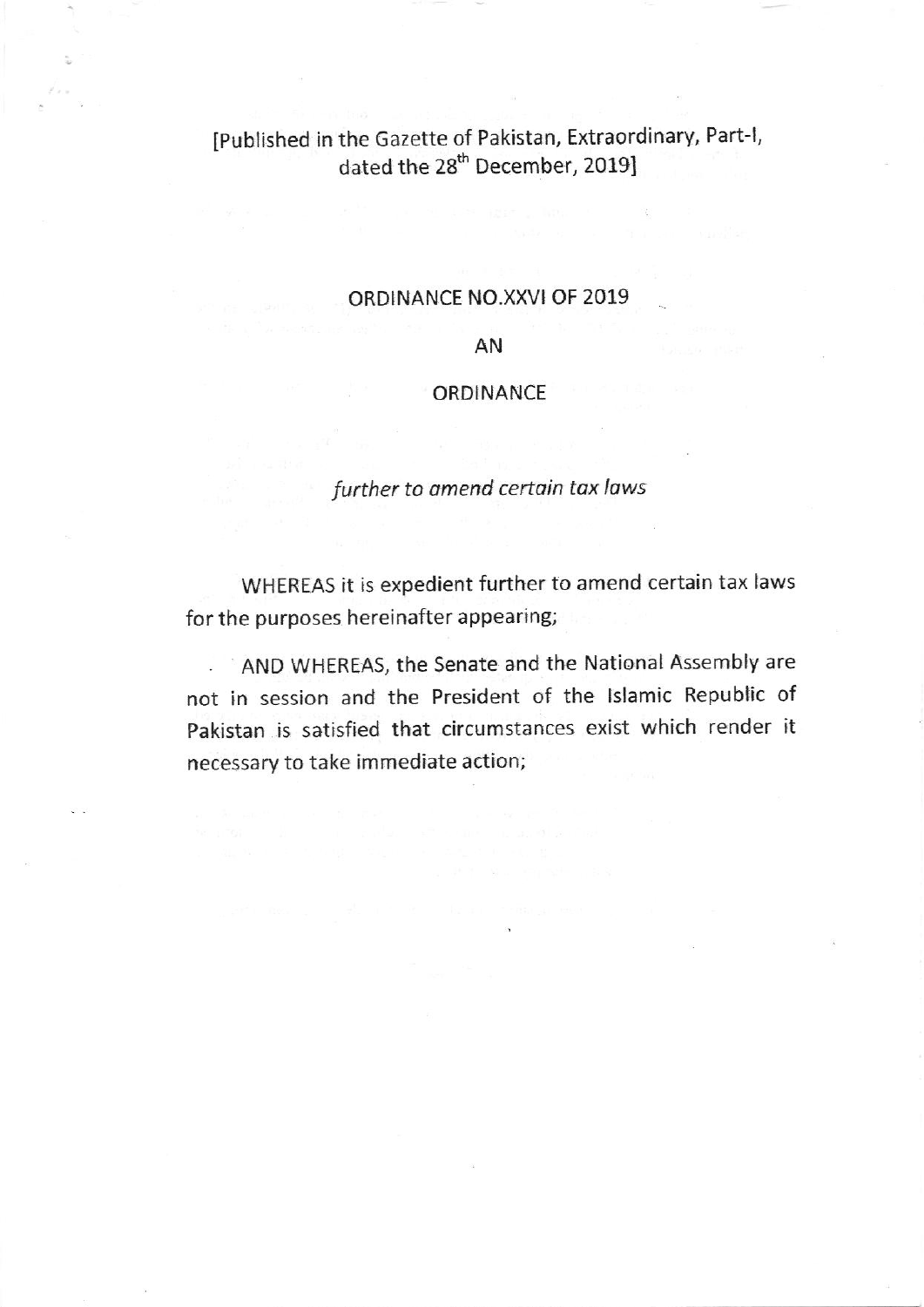[Published in the Gazette of Pakistan, Extraordinary, Part-I, dated the 28th December, 2019]

# ORDINANCE NO.XXVI OF 2019

## AN

## ORDINANCE

*further to amend certain tax laws*

WHEREAS it is expedient further to amend certain tax laws for the purposes hereinafter appearing;

AND WHEREAS, the Senate and the National Assembly are not in session and the President of the Islamic Republic of Pakistan is satisfied that circumstances exist which render it necessary to take immediate action;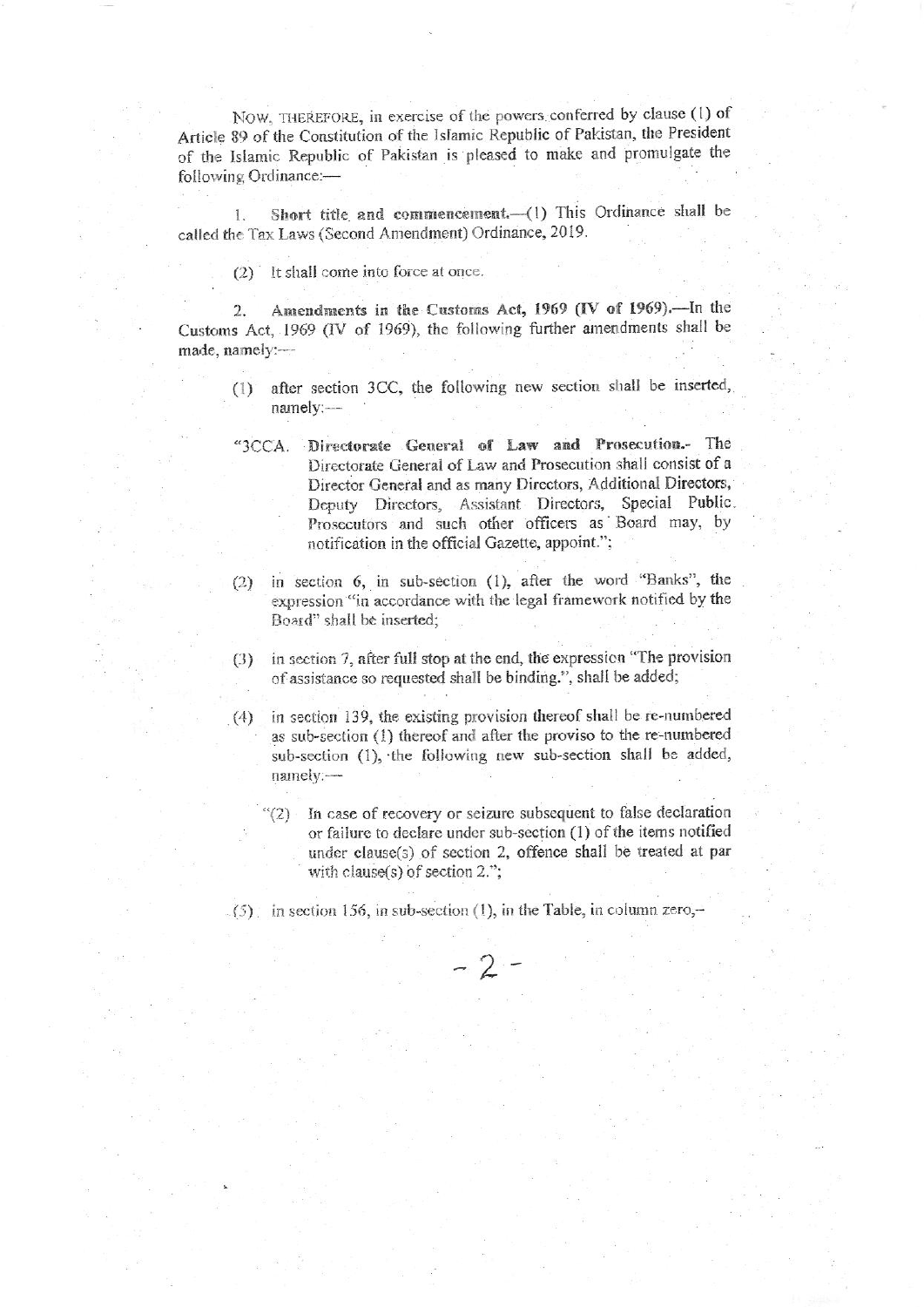NOW, THEREFORE, in exercise of the powers conferred by clause (1) of Article 89 of the Constitution of the Islamic Republic of Pakistan, the President of the Islamic Republic of Pakistan is pleased to make and promulgate the following Ordinance:—

1. **Short title and commencement.**—(1) This Ordinance shall be called the Tax Laws (Second Amendment) Ordinance, 2019.

(2) It shall come into force at once.

2. **Amendments in the Customs Act, 1969 (IV of 1969).**—In the Customs Act, 1969 (IV of 1969), the following further amendments shall be made, namely:—

(1) after section 3CC, the following new section shall be inserted, namely:—

"3CCA. **Directorate General of Law and Prosecution.**- The Directorate General of Law and Prosecution shall consist of a Director General and as many Directors, Additional Directors, Deputy Directors, Assistant Directors, Special Public Prosecutors and such other officers as Board may, by notification in the official Gazette, appoint.";

(2) in section 6, in sub-section (1), after the word "Banks", the expression "in accordance with the legal framework notified by the Board" shall be inserted;

(3) in section 7, after full stop at the end, the expression "The provision of assistance so requested shall be binding.", shall be added;

(4) in section 139, the existing provision thereof shall be re-numbered as sub-section (1) thereof and after the proviso to the re-numbered sub-section (1), the following new sub-section shall be added, namely:—

"(2) In case of recovery or seizure subsequent to false declaration or failure to declare under sub-section (1) of the items notified under clause(s) of section 2, offence shall be treated at par with clause(s) of section 2.";

(5) in section 156, in sub-section (1), in the Table, in column zero,–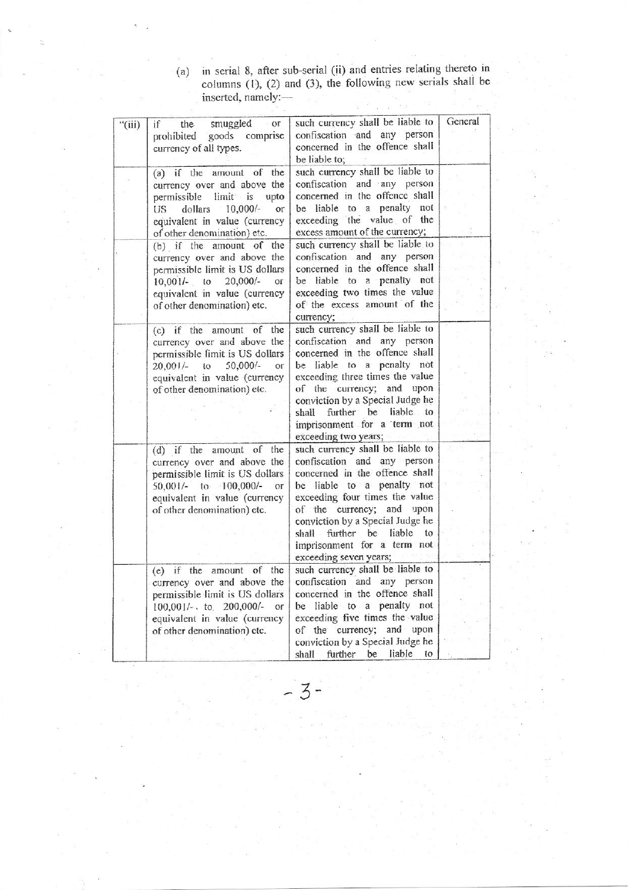(a) in serial 8, after sub-serial (ii) and entries relating thereto in columns (1), (2) and (3), the following new serials shall be inserted, namely:—

| | | | |
|---|---|---|---|
| "(iii) | if the smuggled or prohibited goods comprise currency of all types. | such currency shall be liable to confiscation and any person concerned in the offence shall be liable to; | General |
| | (a) if the amount of the currency over and above the permissible limit is upto US dollars 10,000/- or equivalent in value (currency of other denomination) etc. | such currency shall be liable to confiscation and any person concerned in the offence shall be liable to a penalty not exceeding the value of the excess amount of the currency; | |
| | (b) if the amount of the currency over and above the permissible limit is US dollars 10,001/- to 20,000/- or equivalent in value (currency of other denomination) etc. | such currency shall be liable to confiscation and any person concerned in the offence shall be liable to a penalty not exceeding two times the value of the excess amount of the currency; | |
| | (c) if the amount of the currency over and above the permissible limit is US dollars 20,001/- to 50,000/- or equivalent in value (currency of other denomination) etc. | such currency shall be liable to confiscation and any person concerned in the offence shall be liable to a penalty not exceeding three times the value of the currency; and upon conviction by a Special Judge he shall further be liable to imprisonment for a term not exceeding two years; | |
| | (d) if the amount of the currency over and above the permissible limit is US dollars 50,001/- to 100,000/- or equivalent in value (currency of other denomination) etc. | such currency shall be liable to confiscation and any person concerned in the offence shall be liable to a penalty not exceeding four times the value of the currency; and upon conviction by a Special Judge he shall further be liable to imprisonment for a term not exceeding seven years; | |
| | (e) if the amount of the currency over and above the permissible limit is US dollars 100,001/- to 200,000/- or equivalent in value (currency of other denomination) etc. | such currency shall be liable to confiscation and any person concerned in the offence shall be liable to a penalty not exceeding five times the value of the currency; and upon conviction by a Special Judge he shall further be liable to | |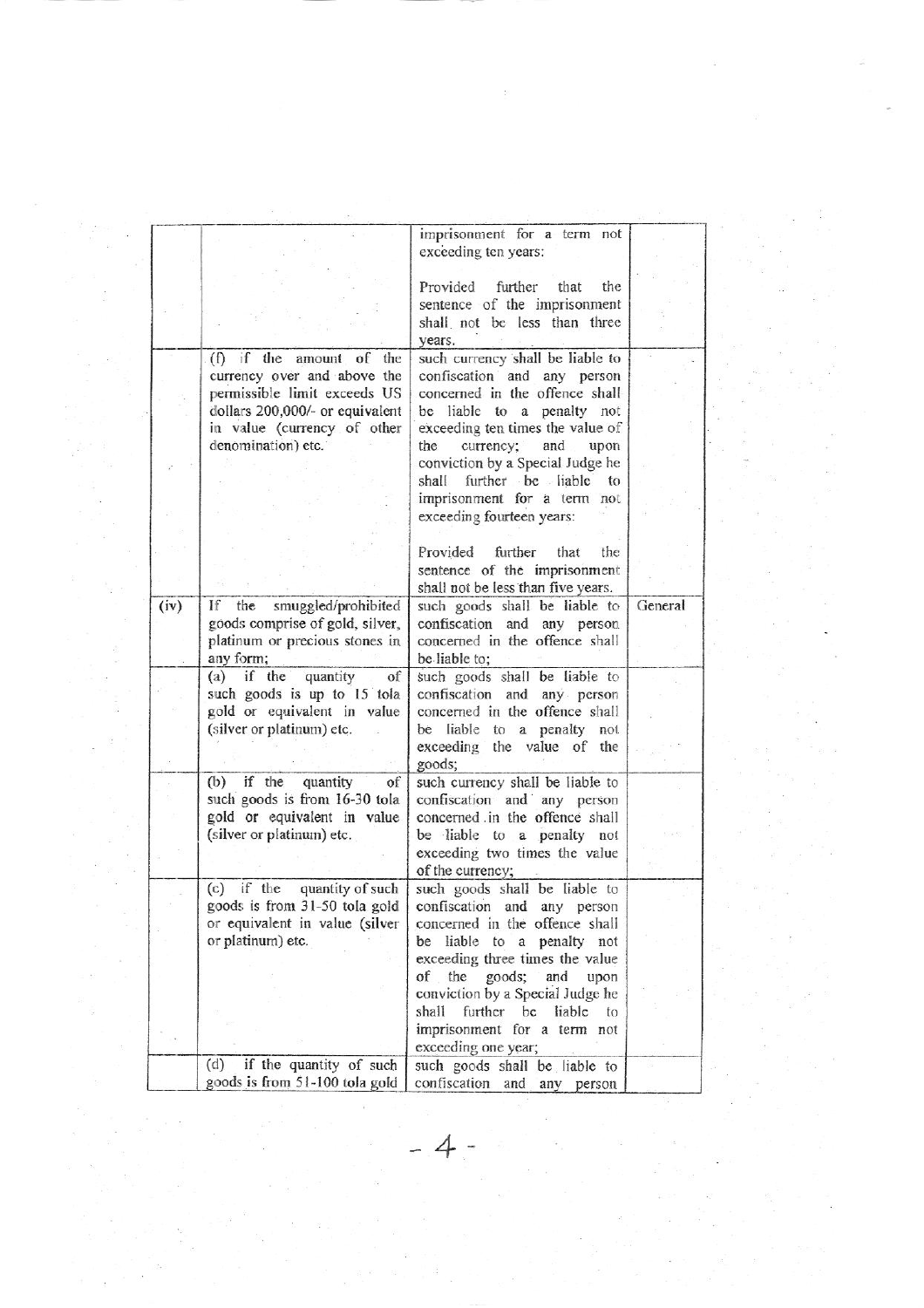| | | | |
|---|---|---|---|
| | | imprisonment for a term not exceeding ten years:<br><br>Provided further that the sentence of the imprisonment shall not be less than three years. | |
| | (f) if the amount of the currency over and above the permissible limit exceeds US dollars 200,000/- or equivalent in value (currency of other denomination) etc. | such currency shall be liable to confiscation and any person concerned in the offence shall be liable to a penalty not exceeding ten times the value of the currency; and upon conviction by a Special Judge he shall further be liable to imprisonment for a term not exceeding fourteen years:<br><br>Provided further that the sentence of the imprisonment shall not be less than five years. | |
| (iv) | If the smuggled/prohibited goods comprise of gold, silver, platinum or precious stones in any form; | such goods shall be liable to confiscation and any person concerned in the offence shall be liable to; | General |
| | (a) if the quantity of such goods is up to 15 tola gold or equivalent in value (silver or platinum) etc. | such goods shall be liable to confiscation and any person concerned in the offence shall be liable to a penalty not exceeding the value of the goods; | |
| | (b) if the quantity of such goods is from 16-30 tola gold or equivalent in value (silver or platinum) etc. | such currency shall be liable to confiscation and any person concerned in the offence shall be liable to a penalty not exceeding two times the value of the currency; | |
| | (c) if the quantity of such goods is from 31-50 tola gold or equivalent in value (silver or platinum) etc. | such goods shall be liable to confiscation and any person concerned in the offence shall be liable to a penalty not exceeding three times the value of the goods; and upon conviction by a Special Judge he shall further be liable to imprisonment for a term not exceeding one year; | |
| | (d) if the quantity of such goods is from 51-100 tola gold | such goods shall be liable to confiscation and any person | |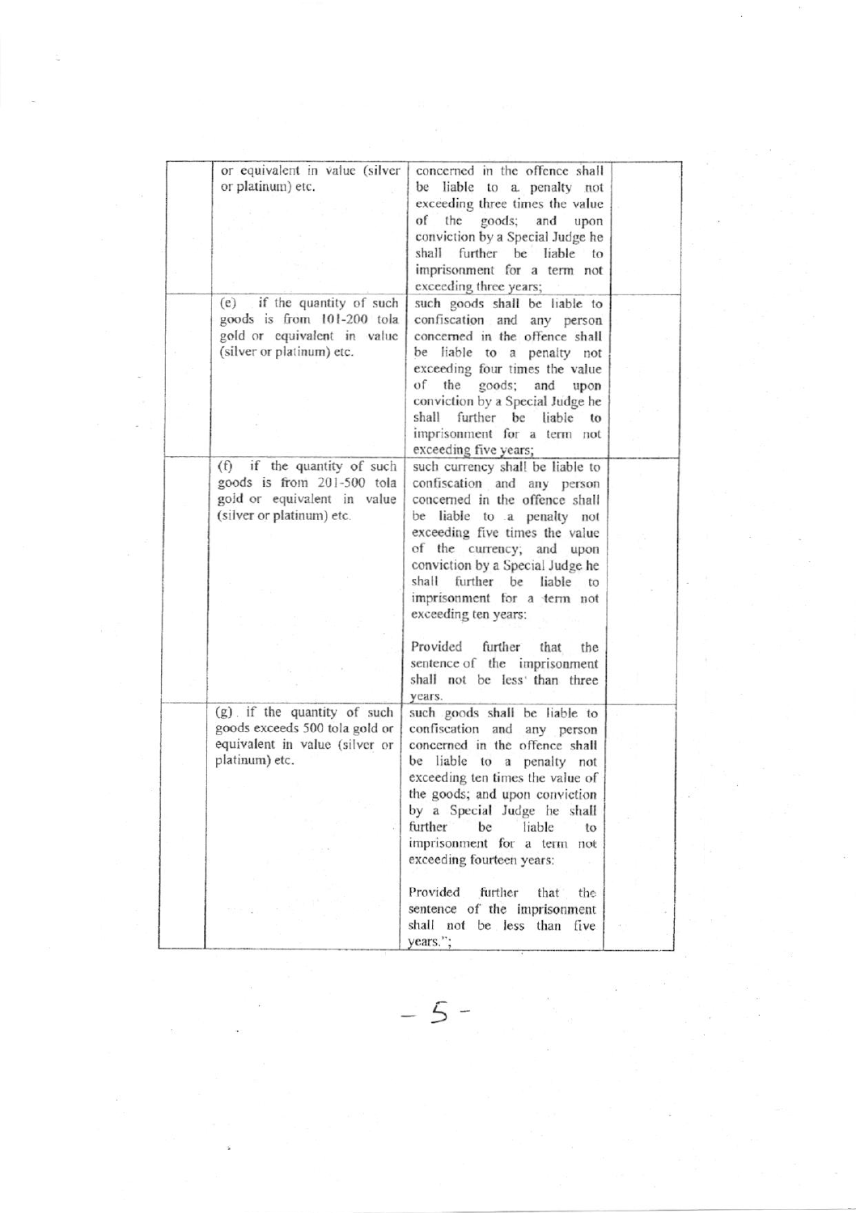| | | | |
|---|---|---|---|
| | or equivalent in value (silver or platinum) etc. | concerned in the offence shall be liable to a penalty not exceeding three times the value of the goods; and upon conviction by a Special Judge he shall further be liable to imprisonment for a term not exceeding three years; | |
| | (e) if the quantity of such goods is from 101-200 tola gold or equivalent in value (silver or platinum) etc. | such goods shall be liable to confiscation and any person concerned in the offence shall be liable to a penalty not exceeding four times the value of the goods; and upon conviction by a Special Judge he shall further be liable to imprisonment for a term not exceeding five years; | |
| | (f) if the quantity of such goods is from 201-500 tola gold or equivalent in value (silver or platinum) etc. | such currency shall be liable to confiscation and any person concerned in the offence shall be liable to a penalty not exceeding five times the value of the currency; and upon conviction by a Special Judge he shall further be liable to imprisonment for a term not exceeding ten years:<br><br>Provided further that the sentence of the imprisonment shall not be less than three years. | |
| | (g) if the quantity of such goods exceeds 500 tola gold or equivalent in value (silver or platinum) etc. | such goods shall be liable to confiscation and any person concerned in the offence shall be liable to a penalty not exceeding ten times the value of the goods; and upon conviction by a Special Judge he shall further be liable to imprisonment for a term not exceeding fourteen years:<br><br>Provided further that the sentence of the imprisonment shall not be less than five years."; | |